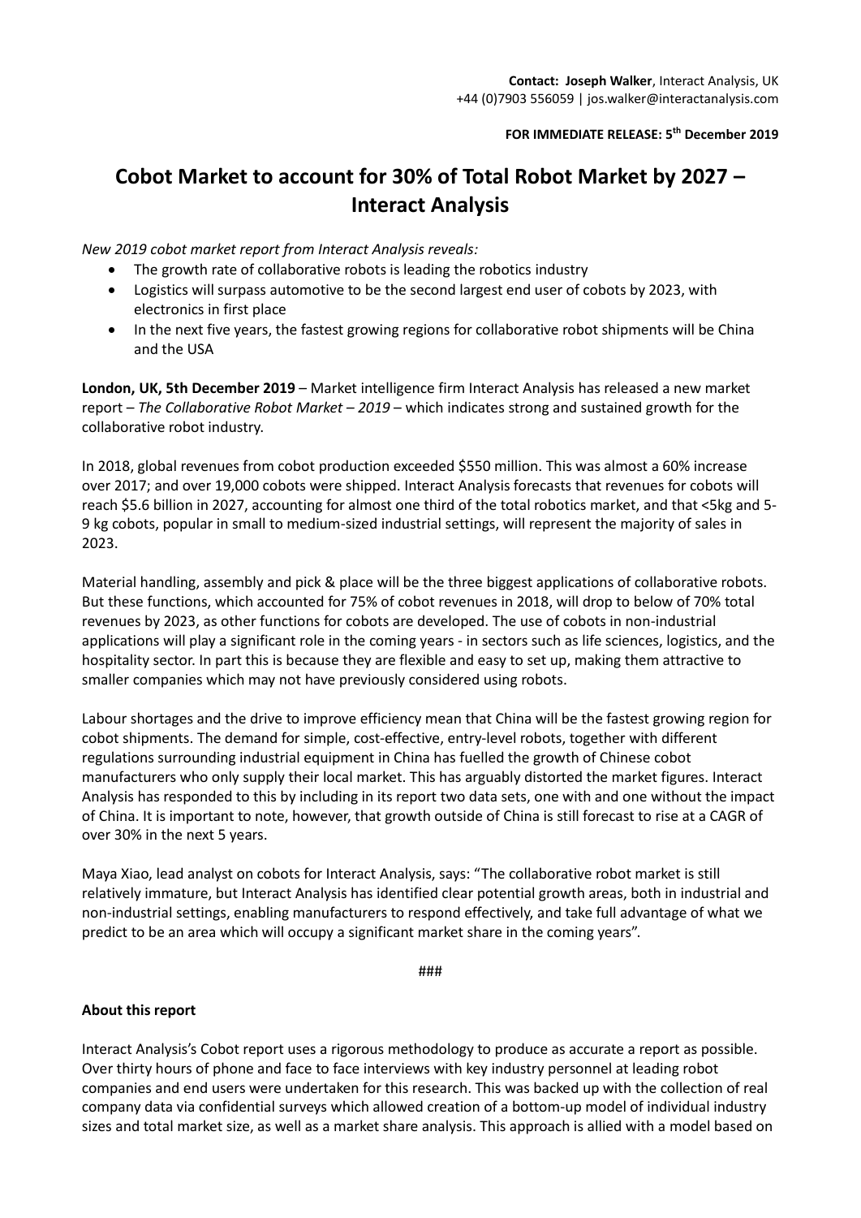**Contact: Joseph Walker**, Interact Analysis, UK
+44 (0)7903 556059 | jos.walker@interactanalysis.com

**FOR IMMEDIATE RELEASE: 5th December 2019**

# Cobot Market to account for 30% of Total Robot Market by 2027 – Interact Analysis

*New 2019 cobot market report from Interact Analysis reveals:*

- The growth rate of collaborative robots is leading the robotics industry
- Logistics will surpass automotive to be the second largest end user of cobots by 2023, with electronics in first place
- In the next five years, the fastest growing regions for collaborative robot shipments will be China and the USA

**London, UK, 5th December 2019** – Market intelligence firm Interact Analysis has released a new market report – *The Collaborative Robot Market – 2019* – which indicates strong and sustained growth for the collaborative robot industry.

In 2018, global revenues from cobot production exceeded $550 million. This was almost a 60% increase over 2017; and over 19,000 cobots were shipped. Interact Analysis forecasts that revenues for cobots will reach $5.6 billion in 2027, accounting for almost one third of the total robotics market, and that <5kg and 5-9 kg cobots, popular in small to medium-sized industrial settings, will represent the majority of sales in 2023.

Material handling, assembly and pick & place will be the three biggest applications of collaborative robots. But these functions, which accounted for 75% of cobot revenues in 2018, will drop to below of 70% total revenues by 2023, as other functions for cobots are developed. The use of cobots in non-industrial applications will play a significant role in the coming years - in sectors such as life sciences, logistics, and the hospitality sector. In part this is because they are flexible and easy to set up, making them attractive to smaller companies which may not have previously considered using robots.

Labour shortages and the drive to improve efficiency mean that China will be the fastest growing region for cobot shipments. The demand for simple, cost-effective, entry-level robots, together with different regulations surrounding industrial equipment in China has fuelled the growth of Chinese cobot manufacturers who only supply their local market. This has arguably distorted the market figures. Interact Analysis has responded to this by including in its report two data sets, one with and one without the impact of China. It is important to note, however, that growth outside of China is still forecast to rise at a CAGR of over 30% in the next 5 years.

Maya Xiao, lead analyst on cobots for Interact Analysis, says: "The collaborative robot market is still relatively immature, but Interact Analysis has identified clear potential growth areas, both in industrial and non-industrial settings, enabling manufacturers to respond effectively, and take full advantage of what we predict to be an area which will occupy a significant market share in the coming years".

###

**About this report**

Interact Analysis's Cobot report uses a rigorous methodology to produce as accurate a report as possible. Over thirty hours of phone and face to face interviews with key industry personnel at leading robot companies and end users were undertaken for this research. This was backed up with the collection of real company data via confidential surveys which allowed creation of a bottom-up model of individual industry sizes and total market size, as well as a market share analysis. This approach is allied with a model based on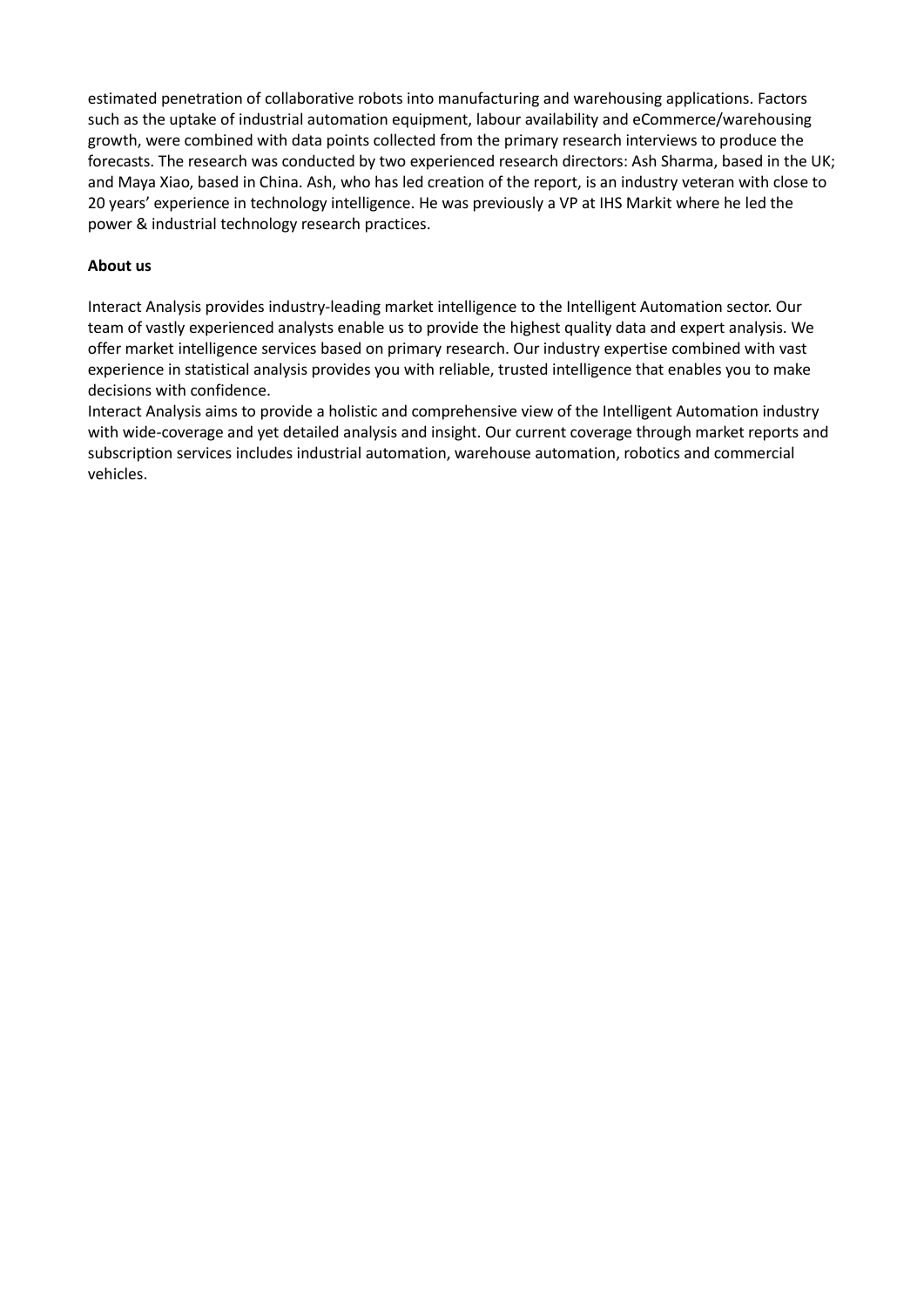estimated penetration of collaborative robots into manufacturing and warehousing applications. Factors such as the uptake of industrial automation equipment, labour availability and eCommerce/warehousing growth, were combined with data points collected from the primary research interviews to produce the forecasts. The research was conducted by two experienced research directors: Ash Sharma, based in the UK; and Maya Xiao, based in China. Ash, who has led creation of the report, is an industry veteran with close to 20 years' experience in technology intelligence. He was previously a VP at IHS Markit where he led the power & industrial technology research practices.

**About us**

Interact Analysis provides industry-leading market intelligence to the Intelligent Automation sector. Our team of vastly experienced analysts enable us to provide the highest quality data and expert analysis. We offer market intelligence services based on primary research. Our industry expertise combined with vast experience in statistical analysis provides you with reliable, trusted intelligence that enables you to make decisions with confidence.

Interact Analysis aims to provide a holistic and comprehensive view of the Intelligent Automation industry with wide-coverage and yet detailed analysis and insight. Our current coverage through market reports and subscription services includes industrial automation, warehouse automation, robotics and commercial vehicles.